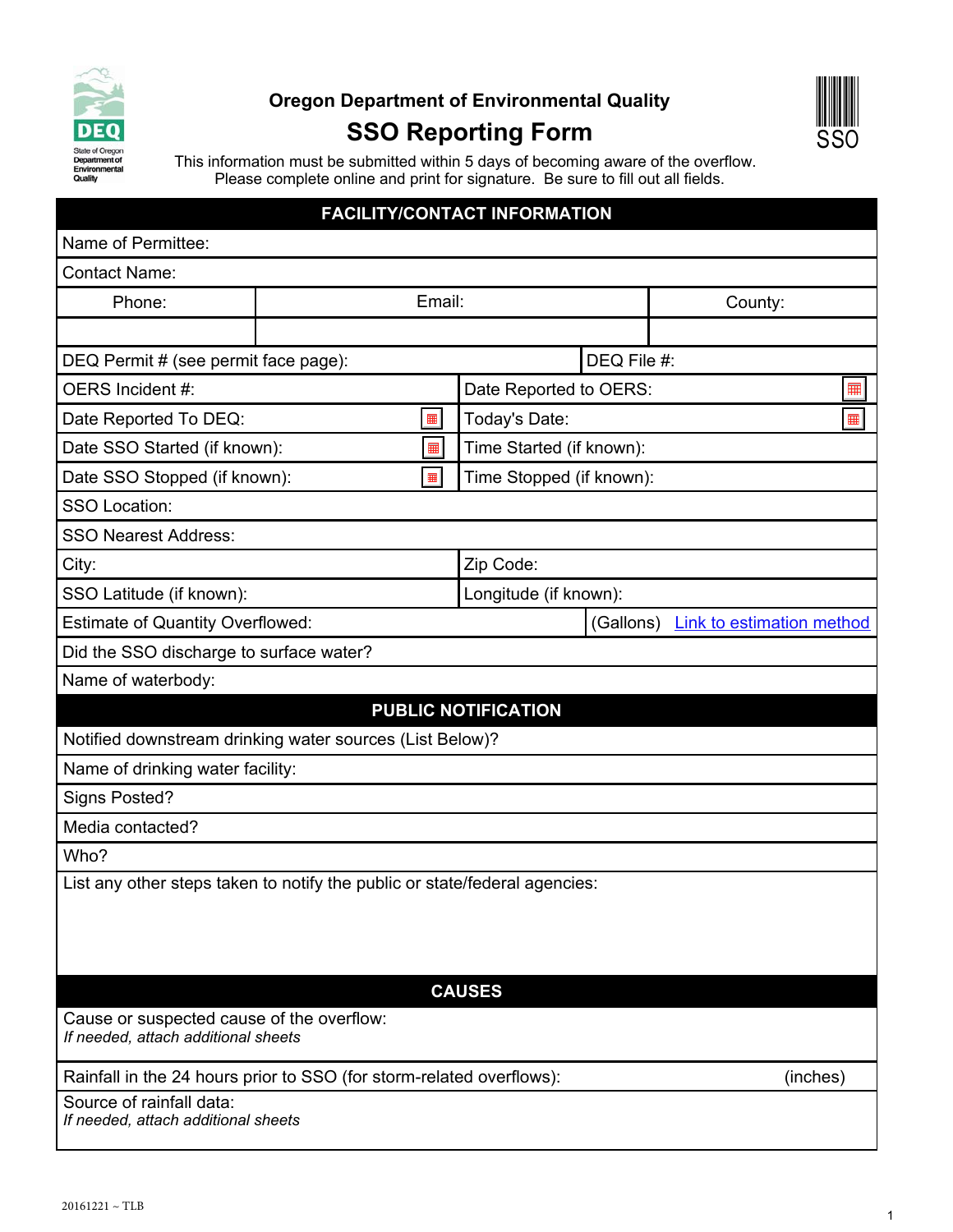Oregon Department of Environmental Quality

# SSO Reporting Form

SSO

This information must be submitted within 5 days of becoming aware of the overflow.
Please complete online and print for signature. Be sure to fill out all fields.

## FACILITY/CONTACT INFORMATION

| | | |
|---|---|---|
| Name of Permittee: | | |
| Contact Name: | | |
| Phone: | Email: | County: |
| | | |
| DEQ Permit # (see permit face page): | DEQ File #: | |
| OERS Incident #: | Date Reported to OERS: | |
| Date Reported To DEQ: | Today's Date: | |
| Date SSO Started (if known): | Time Started (if known): | |
| Date SSO Stopped (if known): | Time Stopped (if known): | |
| SSO Location: | | |
| SSO Nearest Address: | | |
| City: | Zip Code: | |
| SSO Latitude (if known): | Longitude (if known): | |
| Estimate of Quantity Overflowed: | (Gallons) | Link to estimation method |
| Did the SSO discharge to surface water? | | |
| Name of waterbody: | | |

## PUBLIC NOTIFICATION

Notified downstream drinking water sources (List Below)?

Name of drinking water facility:

Signs Posted?

Media contacted?

Who?

List any other steps taken to notify the public or state/federal agencies:

## CAUSES

Cause or suspected cause of the overflow:
*If needed, attach additional sheets*

Rainfall in the 24 hours prior to SSO (for storm-related overflows): (inches)

Source of rainfall data:
*If needed, attach additional sheets*

20161221 ~ TLB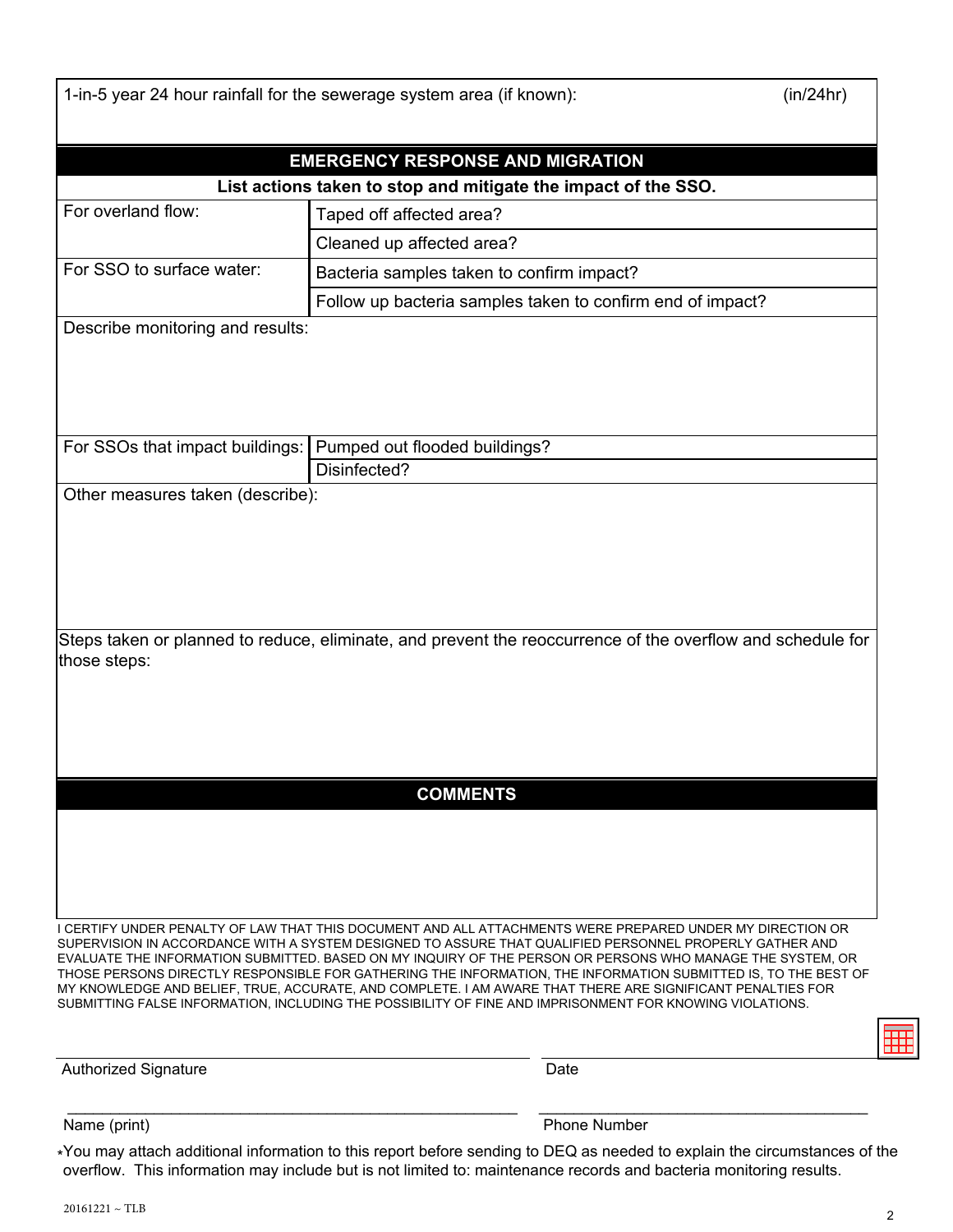| 1-in-5 year 24 hour rainfall for the sewerage system area (if known): | (in/24hr) |
|---|---|

## EMERGENCY RESPONSE AND MIGRATION

**List actions taken to stop and mitigate the impact of the SSO.**

| | |
|---|---|
| For overland flow: | Taped off affected area? |
| | Cleaned up affected area? |
| For SSO to surface water: | Bacteria samples taken to confirm impact? |
| | Follow up bacteria samples taken to confirm end of impact? |

Describe monitoring and results:

| | |
|---|---|
| For SSOs that impact buildings: | Pumped out flooded buildings? |
| | Disinfected? |

Other measures taken (describe):

Steps taken or planned to reduce, eliminate, and prevent the reoccurrence of the overflow and schedule for those steps:

## COMMENTS

I CERTIFY UNDER PENALTY OF LAW THAT THIS DOCUMENT AND ALL ATTACHMENTS WERE PREPARED UNDER MY DIRECTION OR SUPERVISION IN ACCORDANCE WITH A SYSTEM DESIGNED TO ASSURE THAT QUALIFIED PERSONNEL PROPERLY GATHER AND EVALUATE THE INFORMATION SUBMITTED. BASED ON MY INQUIRY OF THE PERSON OR PERSONS WHO MANAGE THE SYSTEM, OR THOSE PERSONS DIRECTLY RESPONSIBLE FOR GATHERING THE INFORMATION, THE INFORMATION SUBMITTED IS, TO THE BEST OF MY KNOWLEDGE AND BELIEF, TRUE, ACCURATE, AND COMPLETE. I AM AWARE THAT THERE ARE SIGNIFICANT PENALTIES FOR SUBMITTING FALSE INFORMATION, INCLUDING THE POSSIBILITY OF FINE AND IMPRISONMENT FOR KNOWING VIOLATIONS.

| | |
|---|---|
| Authorized Signature | Date |
| Name (print) | Phone Number |

*You may attach additional information to this report before sending to DEQ as needed to explain the circumstances of the overflow. This information may include but is not limited to: maintenance records and bacteria monitoring results.

20161221 ~ TLB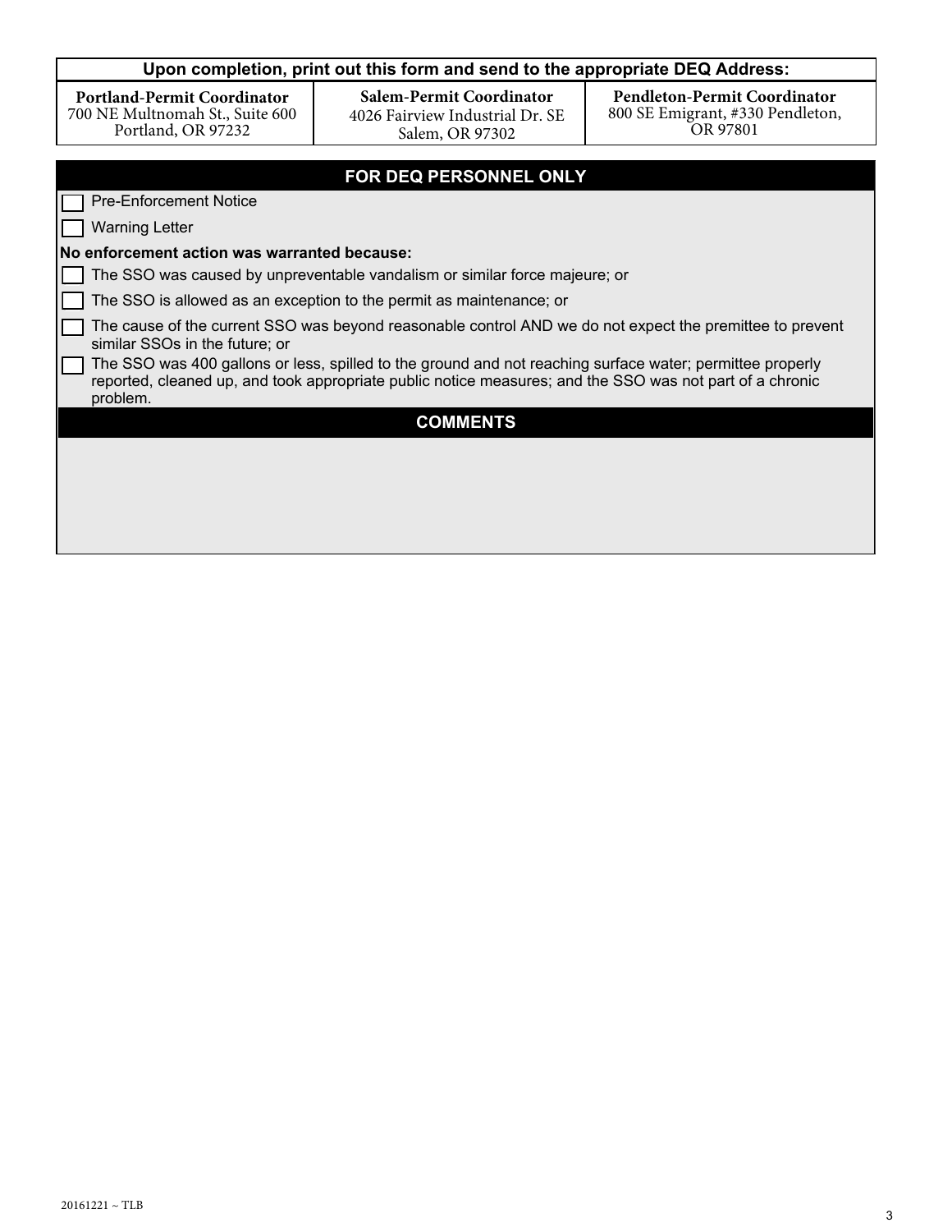**Upon completion, print out this form and send to the appropriate DEQ Address:**

| | | |
|---|---|---|
| **Portland-Permit Coordinator**<br>700 NE Multnomah St., Suite 600<br>Portland, OR 97232 | **Salem-Permit Coordinator**<br>4026 Fairview Industrial Dr. SE<br>Salem, OR 97302 | **Pendleton-Permit Coordinator**<br>800 SE Emigrant, #330 Pendleton, OR 97801 |

## FOR DEQ PERSONNEL ONLY

- [ ] Pre-Enforcement Notice
- [ ] Warning Letter

**No enforcement action was warranted because:**

- [ ] The SSO was caused by unpreventable vandalism or similar force majeure; or
- [ ] The SSO is allowed as an exception to the permit as maintenance; or
- [ ] The cause of the current SSO was beyond reasonable control AND we do not expect the premittee to prevent similar SSOs in the future; or
- [ ] The SSO was 400 gallons or less, spilled to the ground and not reaching surface water; permittee properly reported, cleaned up, and took appropriate public notice measures; and the SSO was not part of a chronic problem.

## COMMENTS

20161221 ~ TLB